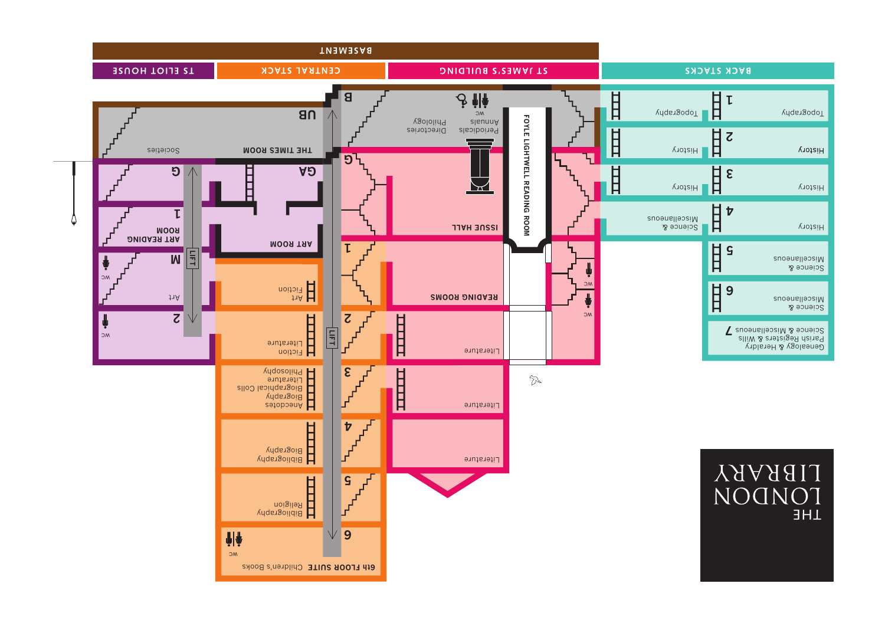# THE LONDON LIBRARY

BASEMENT

## TS ELIOT HOUSE

- UB — Societies — THE TIMES ROOM
- G
- GA
- 1 — ART READING ROOM
- ART ROOM
- M — WC — Art
- 2 — WC
- LIFT

## CENTRAL STACK

- B
- G
- 1 — Art, Fiction
- 2 — Fiction, Literature
- 3 — Anecdotes, Biography, Biographical Colls, Literature, Philosophy
- 4 — Bibliography, Biography
- 5 — Bibliography, Religion
- 6 — 6th FLOOR SUITE — Children's Books — WC
- LIFT

## ST JAMES'S BUILDING

- Periodicals, Annuals — WC
- Directories, Philology
- FOYLE LIGHTWELL READING ROOM
- ISSUE HALL
- READING ROOMS — WC
- Literature
- Literature
- Literature

## BACK STACKS

- 1 — Topography — Topography
- 2 — History — History
- 3 — History — History
- 4 — History — Science & Miscellaneous
- 5 — Science & Miscellaneous
- 6 — Science & Miscellaneous
- 7 — Science & Miscellaneous, Genealogy & Heraldry, Parish Registers & Wills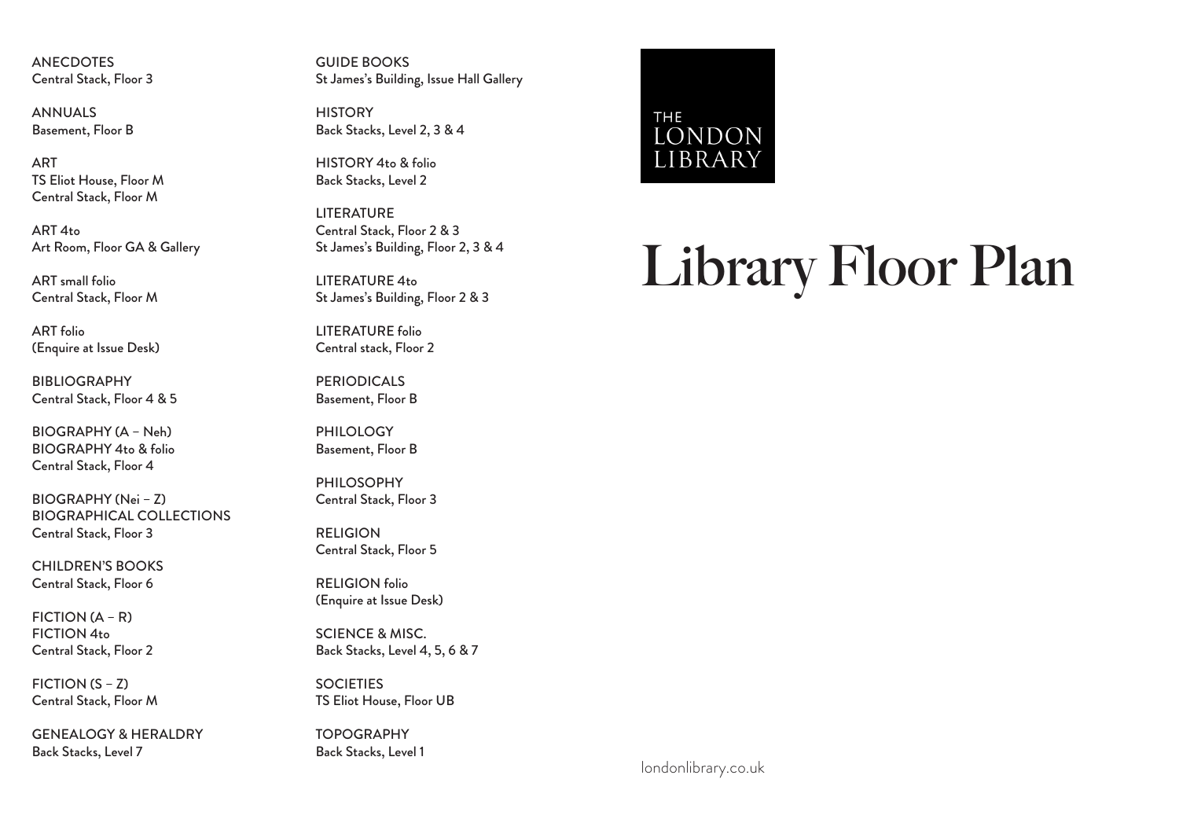ANECDOTES
Central Stack, Floor 3

ANNUALS
Basement, Floor B

ART
TS Eliot House, Floor M
Central Stack, Floor M

ART 4to
Art Room, Floor GA & Gallery

ART small folio
Central Stack, Floor M

ART folio
(Enquire at Issue Desk)

BIBLIOGRAPHY
Central Stack, Floor 4 & 5

BIOGRAPHY (A – Neh)
BIOGRAPHY 4to & folio
Central Stack, Floor 4

BIOGRAPHY (Nei – Z)
BIOGRAPHICAL COLLECTIONS
Central Stack, Floor 3

CHILDREN'S BOOKS
Central Stack, Floor 6

FICTION (A – R)
FICTION 4to
Central Stack, Floor 2

FICTION (S – Z)
Central Stack, Floor M

GENEALOGY & HERALDRY
Back Stacks, Level 7

GUIDE BOOKS
St James's Building, Issue Hall Gallery

HISTORY
Back Stacks, Level 2, 3 & 4

HISTORY 4to & folio
Back Stacks, Level 2

LITERATURE
Central Stack, Floor 2 & 3
St James's Building, Floor 2, 3 & 4

LITERATURE 4to
St James's Building, Floor 2 & 3

LITERATURE folio
Central stack, Floor 2

PERIODICALS
Basement, Floor B

PHILOLOGY
Basement, Floor B

PHILOSOPHY
Central Stack, Floor 3

RELIGION
Central Stack, Floor 5

RELIGION folio
(Enquire at Issue Desk)

SCIENCE & MISC.
Back Stacks, Level 4, 5, 6 & 7

SOCIETIES
TS Eliot House, Floor UB

TOPOGRAPHY
Back Stacks, Level 1

THE LONDON LIBRARY

# Library Floor Plan

londonlibrary.co.uk